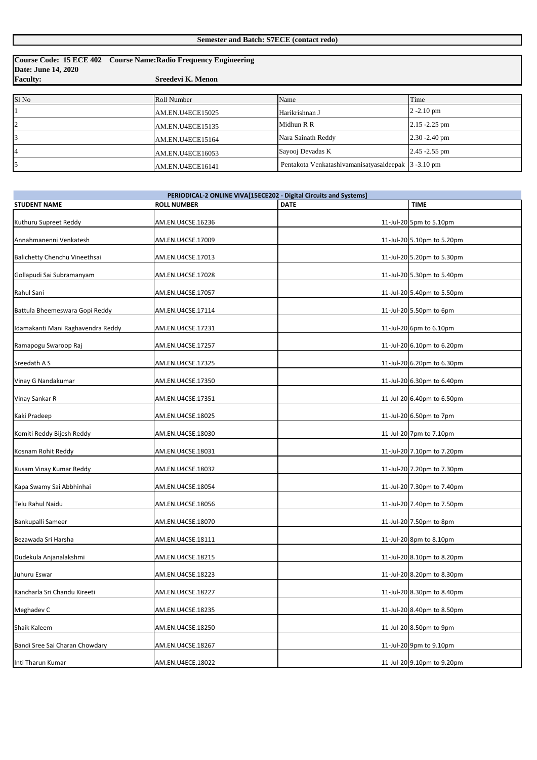**Semester and Batch: S7ECE (contact redo)**

**Course Code: 15 ECE 402 Course Name:Radio Frequency Engineering**
**Date: June 14, 2020**
**Faculty: Sreedevi K. Menon**

| Sl No | Roll Number | Name | Time |
|---|---|---|---|
| 1 | AM.EN.U4ECE15025 | Harikrishnan J | 2 -2.10 pm |
| 2 | AM.EN.U4ECE15135 | Midhun R R | 2.15 -2.25 pm |
| 3 | AM.EN.U4ECE15164 | Nara Sainath Reddy | 2.30 -2.40 pm |
| 4 | AM.EN.U4ECE16053 | Sayooj Devadas K | 2.45 -2.55 pm |
| 5 | AM.EN.U4ECE16141 | Pentakota Venkatashivamanisatyasaideepak | 3 -3.10 pm |

**PERIODICAL-2 ONLINE VIVA[15ECE202 - Digital Circuits and Systems]**

| STUDENT NAME | ROLL NUMBER | DATE | TIME |
|---|---|---|---|
| Kuthuru Supreet Reddy | AM.EN.U4CSE.16236 | 11-Jul-20 | 5pm to 5.10pm |
| Annahmanenni Venkatesh | AM.EN.U4CSE.17009 | 11-Jul-20 | 5.10pm to 5.20pm |
| Balichetty Chenchu Vineethsai | AM.EN.U4CSE.17013 | 11-Jul-20 | 5.20pm to 5.30pm |
| Gollapudi Sai Subramanyam | AM.EN.U4CSE.17028 | 11-Jul-20 | 5.30pm to 5.40pm |
| Rahul Sani | AM.EN.U4CSE.17057 | 11-Jul-20 | 5.40pm to 5.50pm |
| Battula Bheemeswara Gopi Reddy | AM.EN.U4CSE.17114 | 11-Jul-20 | 5.50pm to 6pm |
| Idamakanti Mani Raghavendra Reddy | AM.EN.U4CSE.17231 | 11-Jul-20 | 6pm to 6.10pm |
| Ramapogu Swaroop Raj | AM.EN.U4CSE.17257 | 11-Jul-20 | 6.10pm to 6.20pm |
| Sreedath A S | AM.EN.U4CSE.17325 | 11-Jul-20 | 6.20pm to 6.30pm |
| Vinay G Nandakumar | AM.EN.U4CSE.17350 | 11-Jul-20 | 6.30pm to 6.40pm |
| Vinay Sankar R | AM.EN.U4CSE.17351 | 11-Jul-20 | 6.40pm to 6.50pm |
| Kaki Pradeep | AM.EN.U4CSE.18025 | 11-Jul-20 | 6.50pm to 7pm |
| Komiti Reddy Bijesh Reddy | AM.EN.U4CSE.18030 | 11-Jul-20 | 7pm to 7.10pm |
| Kosnam Rohit Reddy | AM.EN.U4CSE.18031 | 11-Jul-20 | 7.10pm to 7.20pm |
| Kusam Vinay Kumar Reddy | AM.EN.U4CSE.18032 | 11-Jul-20 | 7.20pm to 7.30pm |
| Kapa Swamy Sai Abbhinhai | AM.EN.U4CSE.18054 | 11-Jul-20 | 7.30pm to 7.40pm |
| Telu Rahul Naidu | AM.EN.U4CSE.18056 | 11-Jul-20 | 7.40pm to 7.50pm |
| Bankupalli Sameer | AM.EN.U4CSE.18070 | 11-Jul-20 | 7.50pm to 8pm |
| Bezawada Sri Harsha | AM.EN.U4CSE.18111 | 11-Jul-20 | 8pm to 8.10pm |
| Dudekula Anjanalakshmi | AM.EN.U4CSE.18215 | 11-Jul-20 | 8.10pm to 8.20pm |
| Juhuru Eswar | AM.EN.U4CSE.18223 | 11-Jul-20 | 8.20pm to 8.30pm |
| Kancharla Sri Chandu Kireeti | AM.EN.U4CSE.18227 | 11-Jul-20 | 8.30pm to 8.40pm |
| Meghadev C | AM.EN.U4CSE.18235 | 11-Jul-20 | 8.40pm to 8.50pm |
| Shaik Kaleem | AM.EN.U4CSE.18250 | 11-Jul-20 | 8.50pm to 9pm |
| Bandi Sree Sai Charan Chowdary | AM.EN.U4CSE.18267 | 11-Jul-20 | 9pm to 9.10pm |
| Inti Tharun Kumar | AM.EN.U4ECE.18022 | 11-Jul-20 | 9.10pm to 9.20pm |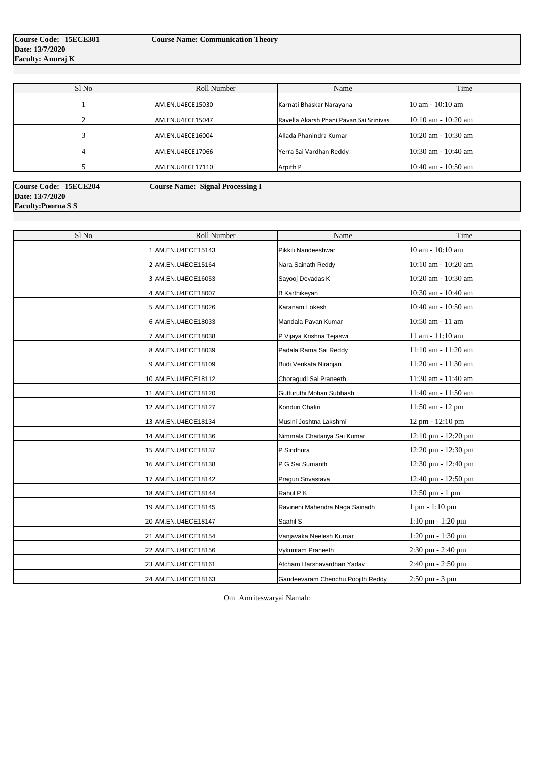**Course Code: 15ECE301** **Course Name: Communication Theory**
**Date: 13/7/2020**
**Faculty: Anuraj K**

| Sl No | Roll Number | Name | Time |
|---|---|---|---|
| 1 | AM.EN.U4ECE15030 | Karnati Bhaskar Narayana | 10 am - 10:10 am |
| 2 | AM.EN.U4ECE15047 | Ravella Akarsh Phani Pavan Sai Srinivas | 10:10 am - 10:20 am |
| 3 | AM.EN.U4ECE16004 | Allada Phanindra Kumar | 10:20 am - 10:30 am |
| 4 | AM.EN.U4ECE17066 | Yerra Sai Vardhan Reddy | 10:30 am - 10:40 am |
| 5 | AM.EN.U4ECE17110 | Arpith P | 10:40 am - 10:50 am |

**Course Code: 15ECE204** **Course Name: Signal Processing I**
**Date: 13/7/2020**
**Faculty:Poorna S S**

| Sl No | Roll Number | Name | Time |
|---|---|---|---|
| 1 | AM.EN.U4ECE15143 | Pikkili Nandeeshwar | 10 am - 10:10 am |
| 2 | AM.EN.U4ECE15164 | Nara Sainath Reddy | 10:10 am - 10:20 am |
| 3 | AM.EN.U4ECE16053 | Sayooj Devadas K | 10:20 am - 10:30 am |
| 4 | AM.EN.U4ECE18007 | B Karthikeyan | 10:30 am - 10:40 am |
| 5 | AM.EN.U4ECE18026 | Karanam Lokesh | 10:40 am - 10:50 am |
| 6 | AM.EN.U4ECE18033 | Mandala Pavan Kumar | 10:50 am - 11 am |
| 7 | AM.EN.U4ECE18038 | P Vijaya Krishna Tejaswi | 11 am - 11:10 am |
| 8 | AM.EN.U4ECE18039 | Padala Rama Sai Reddy | 11:10 am - 11:20 am |
| 9 | AM.EN.U4ECE18109 | Budi Venkata Niranjan | 11:20 am - 11:30 am |
| 10 | AM.EN.U4ECE18112 | Choragudi Sai Praneeth | 11:30 am - 11:40 am |
| 11 | AM.EN.U4ECE18120 | Gutturuthi Mohan Subhash | 11:40 am - 11:50 am |
| 12 | AM.EN.U4ECE18127 | Konduri Chakri | 11:50 am - 12 pm |
| 13 | AM.EN.U4ECE18134 | Musini Joshtna Lakshmi | 12 pm - 12:10 pm |
| 14 | AM.EN.U4ECE18136 | Nimmala Chaitanya Sai Kumar | 12:10 pm - 12:20 pm |
| 15 | AM.EN.U4ECE18137 | P Sindhura | 12:20 pm - 12:30 pm |
| 16 | AM.EN.U4ECE18138 | P G Sai Sumanth | 12:30 pm - 12:40 pm |
| 17 | AM.EN.U4ECE18142 | Pragun Srivastava | 12:40 pm - 12:50 pm |
| 18 | AM.EN.U4ECE18144 | Rahul P K | 12:50 pm - 1 pm |
| 19 | AM.EN.U4ECE18145 | Ravineni Mahendra Naga Sainadh | 1 pm - 1:10 pm |
| 20 | AM.EN.U4ECE18147 | Saahil S | 1:10 pm - 1:20 pm |
| 21 | AM.EN.U4ECE18154 | Vanjavaka Neelesh Kumar | 1:20 pm - 1:30 pm |
| 22 | AM.EN.U4ECE18156 | Vykuntam Praneeth | 2:30 pm - 2:40 pm |
| 23 | AM.EN.U4ECE18161 | Atcham Harshavardhan Yadav | 2:40 pm - 2:50 pm |
| 24 | AM.EN.U4ECE18163 | Gandeevaram Chenchu Poojith Reddy | 2:50 pm - 3 pm |

Om Amriteswaryai Namah: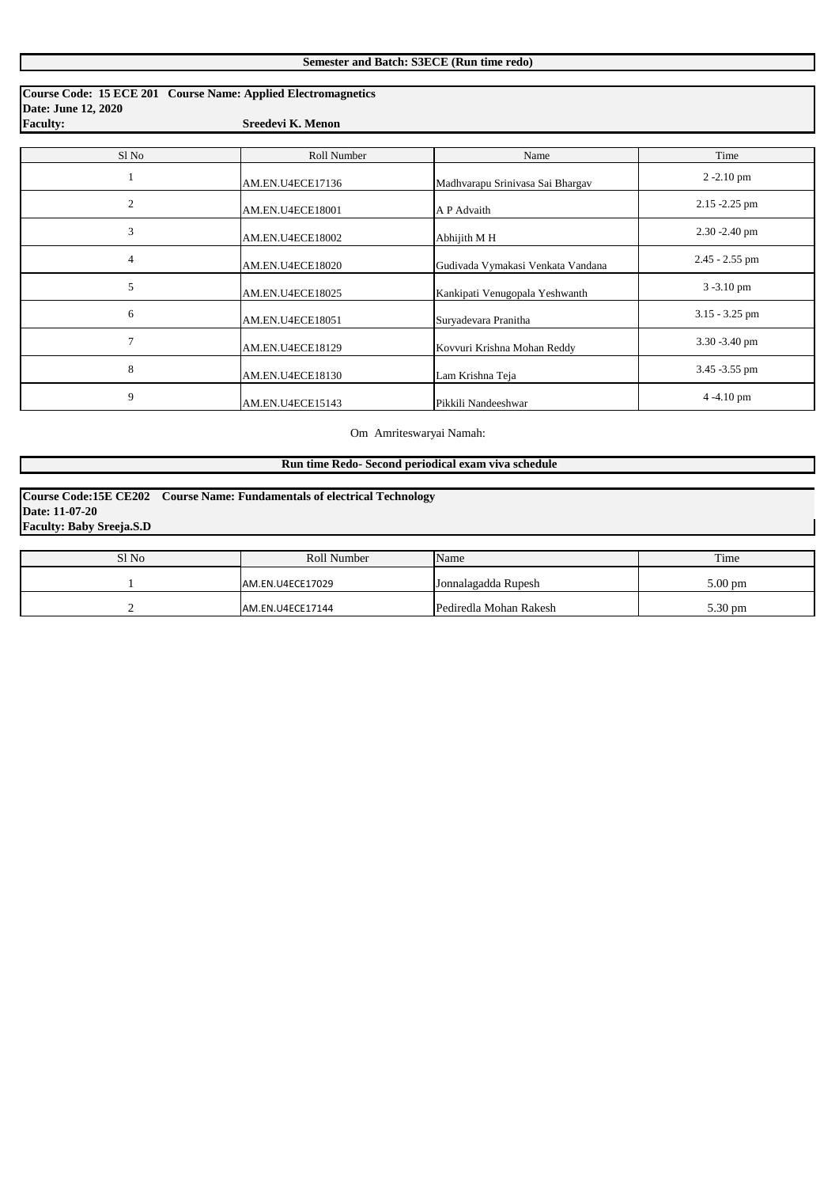**Semester and Batch: S3ECE (Run time redo)**

**Course Code: 15 ECE 201 Course Name: Applied Electromagnetics**
**Date: June 12, 2020**
**Faculty: Sreedevi K. Menon**

| Sl No | Roll Number | Name | Time |
|---|---|---|---|
| 1 | AM.EN.U4ECE17136 | Madhvarapu Srinivasa Sai Bhargav | 2 -2.10 pm |
| 2 | AM.EN.U4ECE18001 | A P Advaith | 2.15 -2.25 pm |
| 3 | AM.EN.U4ECE18002 | Abhijith M H | 2.30 -2.40 pm |
| 4 | AM.EN.U4ECE18020 | Gudivada Vymakasi Venkata Vandana | 2.45 - 2.55 pm |
| 5 | AM.EN.U4ECE18025 | Kankipati Venugopala Yeshwanth | 3 -3.10 pm |
| 6 | AM.EN.U4ECE18051 | Suryadevara Pranitha | 3.15 - 3.25 pm |
| 7 | AM.EN.U4ECE18129 | Kovvuri Krishna Mohan Reddy | 3.30 -3.40 pm |
| 8 | AM.EN.U4ECE18130 | Lam Krishna Teja | 3.45 -3.55 pm |
| 9 | AM.EN.U4ECE15143 | Pikkili Nandeeshwar | 4 -4.10 pm |

Om Amriteswaryai Namah:

**Run time Redo- Second periodical exam viva schedule**

**Course Code:15E CE202 Course Name: Fundamentals of electrical Technology**
**Date: 11-07-20**
**Faculty: Baby Sreeja.S.D**

| Sl No | Roll Number | Name | Time |
|---|---|---|---|
| 1 | AM.EN.U4ECE17029 | Jonnalagadda Rupesh | 5.00 pm |
| 2 | AM.EN.U4ECE17144 | Pediredla Mohan Rakesh | 5.30 pm |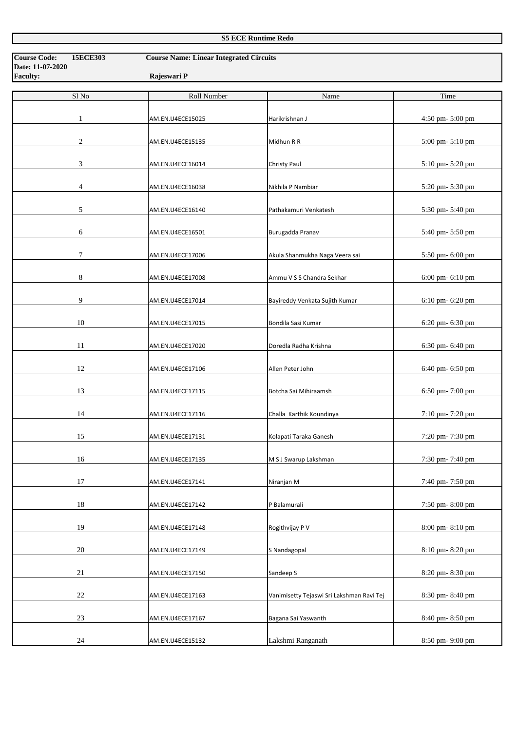# S5 ECE Runtime Redo

**Course Code:** **15ECE303** **Course Name: Linear Integrated Circuits**
**Date: 11-07-2020**
**Faculty:** **Rajeswari P**

| Sl No | Roll Number | Name | Time |
|---|---|---|---|
| 1 | AM.EN.U4ECE15025 | Harikrishnan J | 4:50 pm- 5:00 pm |
| 2 | AM.EN.U4ECE15135 | Midhun R R | 5:00 pm- 5:10 pm |
| 3 | AM.EN.U4ECE16014 | Christy Paul | 5:10 pm- 5:20 pm |
| 4 | AM.EN.U4ECE16038 | Nikhila P Nambiar | 5:20 pm- 5:30 pm |
| 5 | AM.EN.U4ECE16140 | Pathakamuri Venkatesh | 5:30 pm- 5:40 pm |
| 6 | AM.EN.U4ECE16501 | Burugadda Pranav | 5:40 pm- 5:50 pm |
| 7 | AM.EN.U4ECE17006 | Akula Shanmukha Naga Veera sai | 5:50 pm- 6:00 pm |
| 8 | AM.EN.U4ECE17008 | Ammu V S S Chandra Sekhar | 6:00 pm- 6:10 pm |
| 9 | AM.EN.U4ECE17014 | Bayireddy Venkata Sujith Kumar | 6:10 pm- 6:20 pm |
| 10 | AM.EN.U4ECE17015 | Bondila Sasi Kumar | 6:20 pm- 6:30 pm |
| 11 | AM.EN.U4ECE17020 | Doredla Radha Krishna | 6:30 pm- 6:40 pm |
| 12 | AM.EN.U4ECE17106 | Allen Peter John | 6:40 pm- 6:50 pm |
| 13 | AM.EN.U4ECE17115 | Botcha Sai Mihiraamsh | 6:50 pm- 7:00 pm |
| 14 | AM.EN.U4ECE17116 | Challa Karthik Koundinya | 7:10 pm- 7:20 pm |
| 15 | AM.EN.U4ECE17131 | Kolapati Taraka Ganesh | 7:20 pm- 7:30 pm |
| 16 | AM.EN.U4ECE17135 | M S J Swarup Lakshman | 7:30 pm- 7:40 pm |
| 17 | AM.EN.U4ECE17141 | Niranjan M | 7:40 pm- 7:50 pm |
| 18 | AM.EN.U4ECE17142 | P Balamurali | 7:50 pm- 8:00 pm |
| 19 | AM.EN.U4ECE17148 | Rogithvijay P V | 8:00 pm- 8:10 pm |
| 20 | AM.EN.U4ECE17149 | S Nandagopal | 8:10 pm- 8:20 pm |
| 21 | AM.EN.U4ECE17150 | Sandeep S | 8:20 pm- 8:30 pm |
| 22 | AM.EN.U4ECE17163 | Vanimisetty Tejaswi Sri Lakshman Ravi Tej | 8:30 pm- 8:40 pm |
| 23 | AM.EN.U4ECE17167 | Bagana Sai Yaswanth | 8:40 pm- 8:50 pm |
| 24 | AM.EN.U4ECE15132 | Lakshmi Ranganath | 8:50 pm- 9:00 pm |